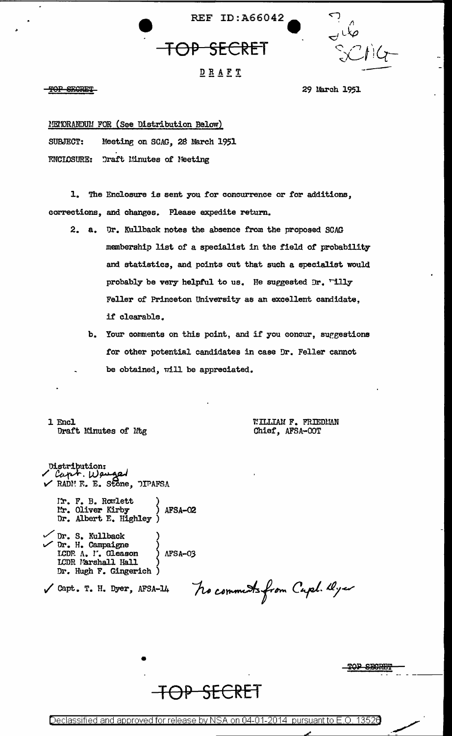REF ID:A66042

TOP SECRET

DRAFT

TOP SECRET

29 March 1951

MEMORANDUM FOR (See Distribution Below)

SUBJECT: Meeting on SCAG, 28 March 1951

ENCLOSURE: Draft Minutes of Meeting

1. The Enclosure is sent you for concurrence or for additions, corrections, and changes. Please expedite return.

2. a. Dr. Kullback notes the absence from the proposed SCAG membership list of a specialist in the field of probability and statistics, and points out that such a specialist would probably be very helpful to us. He suggested Dr. Willy Feller of Princeton University as an excellent candidate, if clearable.

   b. Your comments on this point, and if you concur, suggestions for other potential candidates in case Dr. Feller cannot be obtained, will be appreciated.

1 Encl
Draft Minutes of Mtg

WILLIAM F. FRIEDMAN
Chief, AFSA-OOT

Distribution:
✓ Capt. Wenger
✓ RADM E. E. Stone, DIRAFSA

Mr. F. B. Rowlett
Mr. Oliver Kirby
Dr. Albert E. Highley
} AFSA-02

✓ Dr. S. Kullback
✓ Dr. H. Campaigne
LCDR A. M. Gleason
LCDR Marshall Hall
Dr. Hugh F. Gingerich
} AFSA-03

✓ Capt. T. H. Dyer, AFSA-14 — No comments from Capt. Dyer

TOP SECRET

TOP SECRET

Declassified and approved for release by NSA on 04-01-2014 pursuant to E.O. 13526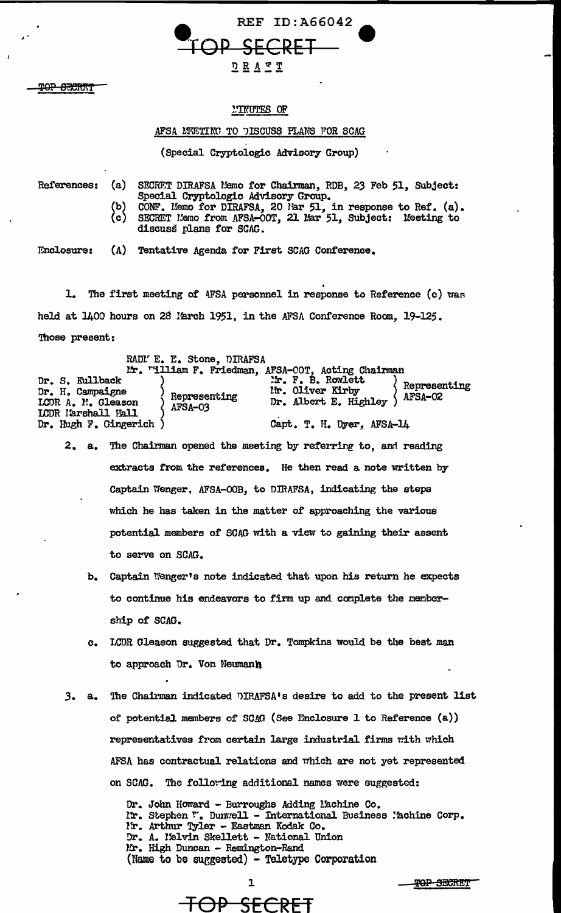REF ID:A66042

TOP SECRET

DRAFT

# MINUTES OF

## AFSA MEETING TO DISCUSS PLANS FOR SCAG

(Special Cryptologic Advisory Group)

References:
- (a) SECRET DIRAFSA Memo for Chairman, RDB, 23 Feb 51, Subject: Special Cryptologic Advisory Group.
- (b) CONF. Memo for DIRAFSA, 20 Mar 51, in response to Ref. (a).
- (c) SECRET Memo from AFSA-00T, 21 Mar 51, Subject: Meeting to discuss plans for SCAG.

Enclosure: (A) Tentative Agenda for First SCAG Conference.

1. The first meeting of AFSA personnel in response to Reference (c) was held at 1400 hours on 28 March 1951, in the AFSA Conference Room, 19-125. Those present:

RADM E. E. Stone, DIRAFSA
Mr. William F. Friedman, AFSA-00T, Acting Chairman

Representing AFSA-03:
- Dr. S. Kullback
- Dr. H. Campaigne
- LCDR A. M. Gleason
- LCDR Marshall Hall
- Dr. Hugh F. Gingerich

Representing AFSA-02:
- Mr. F. B. Rowlett
- Mr. Oliver Kirby
- Dr. Albert E. Highley

Capt. T. H. Dyer, AFSA-14

2. a. The Chairman opened the meeting by referring to, and reading extracts from the references. He then read a note written by Captain Wenger, AFSA-00B, to DIRAFSA, indicating the steps which he has taken in the matter of approaching the various potential members of SCAG with a view to gaining their assent to serve on SCAG.

   b. Captain Wenger's note indicated that upon his return he expects to continue his endeavors to firm up and complete the membership of SCAG.

   c. LCDR Gleason suggested that Dr. Tompkins would be the best man to approach Dr. Von Neumann.

3. a. The Chairman indicated DIRAFSA's desire to add to the present list of potential members of SCAG (See Enclosure 1 to Reference (a)) representatives from certain large industrial firms with which AFSA has contractual relations and which are not yet represented on SCAG. The following additional names were suggested:

   Dr. John Howard - Burroughs Adding Machine Co.
   Mr. Stephen W. Dunwell - International Business Machine Corp.
   Mr. Arthur Tyler - Eastman Kodak Co.
   Dr. A. Melvin Skellett - National Union
   Mr. High Duncan - Remington-Rand
   (Name to be suggested) - Teletype Corporation

TOP SECRET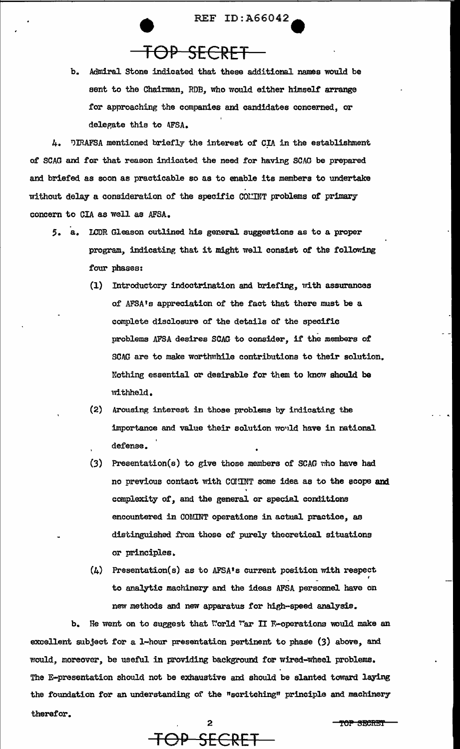b. Admiral Stone indicated that these additional names would be sent to the Chairman, RDB, who would either himself arrange for approaching the companies and candidates concerned, or delegate this to AFSA.

4. DIRAFSA mentioned briefly the interest of CIA in the establishment of SCAG and for that reason indicated the need for having SCAG be prepared and briefed as soon as practicable so as to enable its members to undertake without delay a consideration of the specific COMINT problems of primary concern to CIA as well as AFSA.

5. a. LCDR Gleason outlined his general suggestions as to a proper program, indicating that it might well consist of the following four phases:

(1) Introductory indoctrination and briefing, with assurances of AFSA's appreciation of the fact that there must be a complete disclosure of the details of the specific problems AFSA desires SCAG to consider, if the members of SCAG are to make worthwhile contributions to their solution. Nothing essential or desirable for them to know should be withheld.

(2) Arousing interest in those problems by indicating the importance and value their solution would have in national defense.

(3) Presentation(s) to give those members of SCAG who have had no previous contact with COMINT some idea as to the scope and complexity of, and the general or special conditions encountered in COMINT operations in actual practice, as distinguished from those of purely theoretical situations or principles.

(4) Presentation(s) as to AFSA's current position with respect to analytic machinery and the ideas AFSA personnel have on new methods and new apparatus for high-speed analysis.

b. He went on to suggest that World War II E-operations would make an excellent subject for a 1-hour presentation pertinent to phase (3) above, and would, moreover, be useful in providing background for wired-wheel problems. The E-presentation should not be exhaustive and should be slanted toward laying the foundation for an understanding of the "scritching" principle and machinery therefor.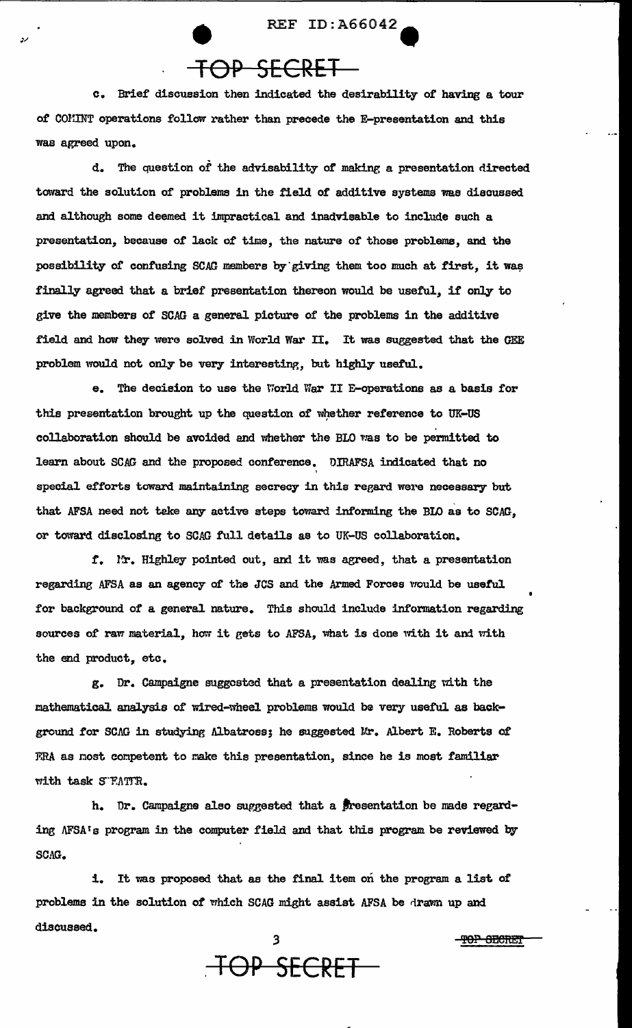c. Brief discussion then indicated the desirability of having a tour of COMINT operations follow rather than precede the E-presentation and this was agreed upon.

d. The question of the advisability of making a presentation directed toward the solution of problems in the field of additive systems was discussed and although some deemed it impractical and inadvisable to include such a presentation, because of lack of time, the nature of those problems, and the possibility of confusing SCAG members by giving them too much at first, it was finally agreed that a brief presentation thereon would be useful, if only to give the members of SCAG a general picture of the problems in the additive field and how they were solved in World War II. It was suggested that the GEE problem would not only be very interesting, but highly useful.

e. The decision to use the World War II E-operations as a basis for this presentation brought up the question of whether reference to UK-US collaboration should be avoided and whether the BLO was to be permitted to learn about SCAG and the proposed conference. DIRAFSA indicated that no special efforts toward maintaining secrecy in this regard were necessary but that AFSA need not take any active steps toward informing the BLO as to SCAG, or toward disclosing to SCAG full details as to UK-US collaboration.

f. Mr. Highley pointed out, and it was agreed, that a presentation regarding AFSA as an agency of the JCS and the Armed Forces would be useful for background of a general nature. This should include information regarding sources of raw material, how it gets to AFSA, what is done with it and with the end product, etc.

g. Dr. Campaigne suggested that a presentation dealing with the mathematical analysis of wired-wheel problems would be very useful as background for SCAG in studying Albatross; he suggested Mr. Albert E. Roberts of ERA as most competent to make this presentation, since he is most familiar with task SWEATER.

h. Dr. Campaigne also suggested that a presentation be made regarding AFSA's program in the computer field and that this program be reviewed by SCAG.

i. It was proposed that as the final item on the program a list of problems in the solution of which SCAG might assist AFSA be drawn up and discussed.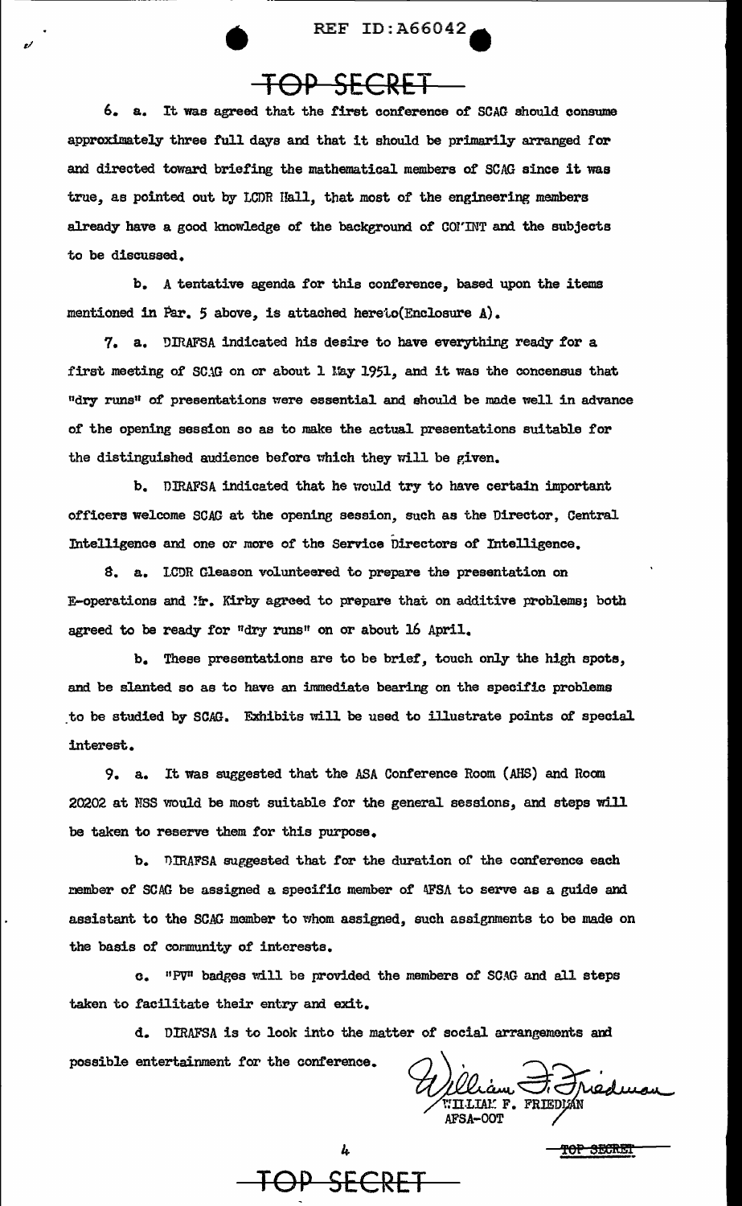TOP SECRET

6. a. It was agreed that the first conference of SCAG should consume approximately three full days and that it should be primarily arranged for and directed toward briefing the mathematical members of SCAG since it was true, as pointed out by LCDR Hall, that most of the engineering members already have a good knowledge of the background of COMINT and the subjects to be discussed.

b. A tentative agenda for this conference, based upon the items mentioned in Par. 5 above, is attached hereto(Enclosure A).

7. a. DIRAFSA indicated his desire to have everything ready for a first meeting of SCAG on or about 1 May 1951, and it was the concensus that "dry runs" of presentations were essential and should be made well in advance of the opening session so as to make the actual presentations suitable for the distinguished audience before which they will be given.

b. DIRAFSA indicated that he would try to have certain important officers welcome SCAG at the opening session, such as the Director, Central Intelligence and one or more of the Service Directors of Intelligence.

8. a. LCDR Gleason volunteered to prepare the presentation on E-operations and Mr. Kirby agreed to prepare that on additive problems; both agreed to be ready for "dry runs" on or about 16 April.

b. These presentations are to be brief, touch only the high spots, and be slanted so as to have an immediate bearing on the specific problems to be studied by SCAG. Exhibits will be used to illustrate points of special interest.

9. a. It was suggested that the ASA Conference Room (AHS) and Room 20202 at NSS would be most suitable for the general sessions, and steps will be taken to reserve them for this purpose.

b. DIRAFSA suggested that for the duration of the conference each member of SCAG be assigned a specific member of AFSA to serve as a guide and assistant to the SCAG member to whom assigned, such assignments to be made on the basis of community of interests.

c. "PV" badges will be provided the members of SCAG and all steps taken to facilitate their entry and exit.

d. DIRAFSA is to look into the matter of social arrangements and possible entertainment for the conference.

William F. Friedman
WILLIAM F. FRIEDMAN
AFSA-00T

TOP SECRET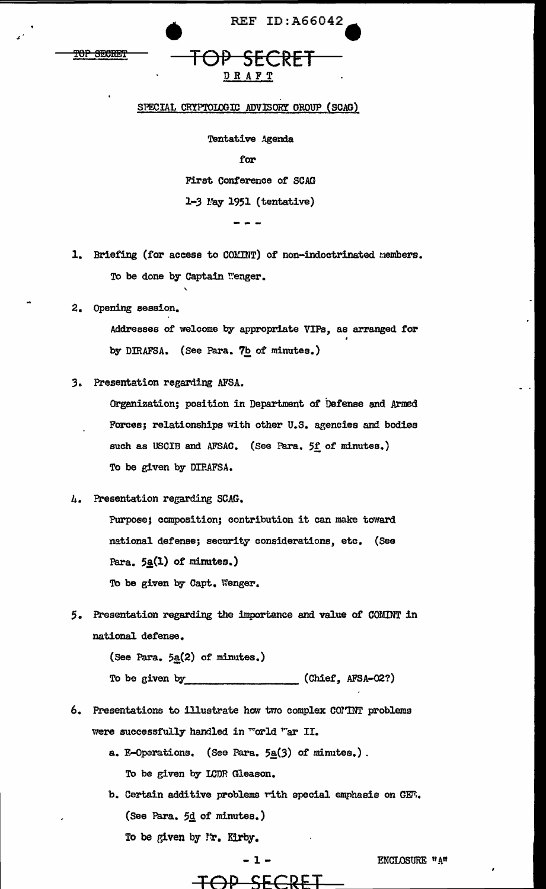TOP SECRET

DRAFT

SPECIAL CRYPTOLOGIC ADVISORY GROUP (SCAG)

Tentative Agenda

for

First Conference of SCAG

1-3 May 1951 (tentative)

- - -

1. Briefing (for access to COMINT) of non-indoctrinated members.
   To be done by Captain Wenger.

2. Opening session.
   Addresses of welcome by appropriate VIPs, as arranged for by DIRAFSA. (See Para. 7b of minutes.)

3. Presentation regarding AFSA.
   Organization; position in Department of Defense and Armed Forces; relationships with other U.S. agencies and bodies such as USCIB and AFSAC. (See Para. 5f of minutes.)
   To be given by DIRAFSA.

4. Presentation regarding SCAG.
   Purpose; composition; contribution it can make toward national defense; security considerations, etc. (See Para. 5a(1) of minutes.)
   To be given by Capt. Wenger.

5. Presentation regarding the importance and value of COMINT in national defense.
   (See Para. 5a(2) of minutes.)
   To be given by__________________ (Chief, AFSA-02?)

6. Presentations to illustrate how two complex COMINT problems were successfully handled in World War II.
   a. E-Operations. (See Para. 5a(3) of minutes.)
      To be given by LCDR Gleason.
   b. Certain additive problems with special emphasis on GEE.
      (See Para. 5d of minutes.)
      To be given by Mr. Kirby.

ENCLOSURE "A"

TOP SECRET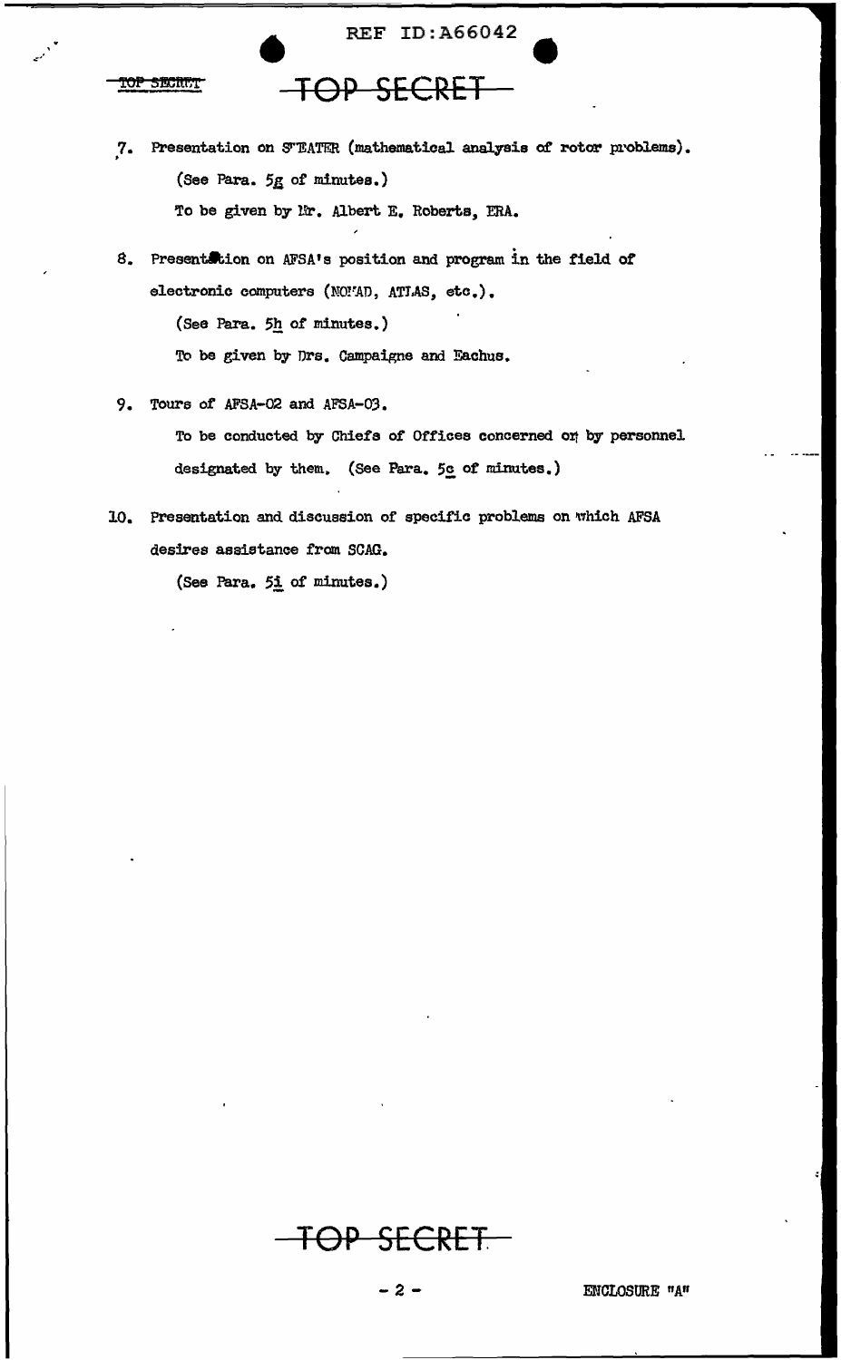7. Presentation on SWEATER (mathematical analysis of rotor problems).

   (See Para. 5g of minutes.)

   To be given by Mr. Albert E. Roberts, ERA.

8. Presentation on AFSA's position and program in the field of electronic computers (NOMAD, ATLAS, etc.).

   (See Para. 5h of minutes.)

   To be given by Drs. Campaigne and Eachus.

9. Tours of AFSA-02 and AFSA-03.

   To be conducted by Chiefs of Offices concerned or by personnel designated by them. (See Para. 5c of minutes.)

10. Presentation and discussion of specific problems on which AFSA desires assistance from SCAG.

    (See Para. 5i of minutes.)

ENCLOSURE "A"